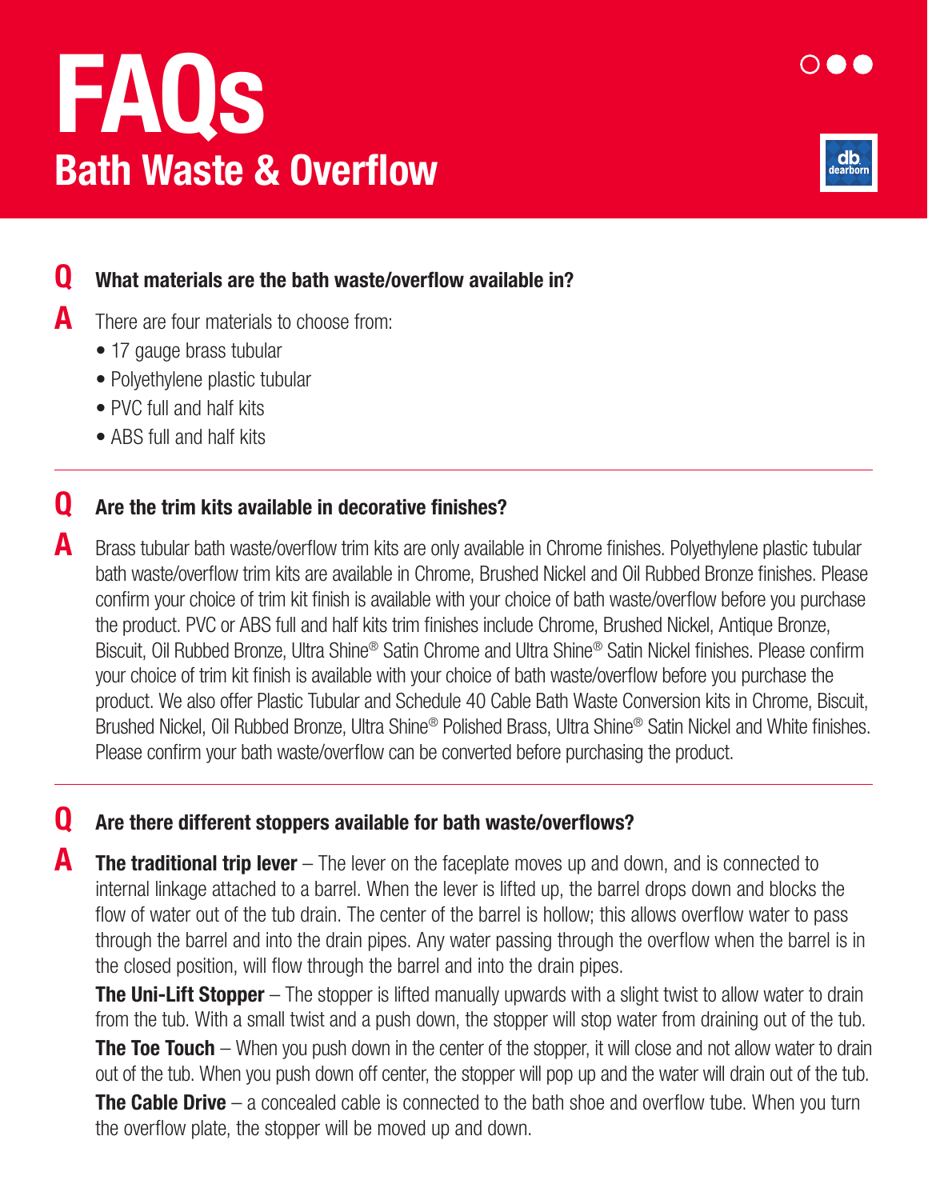# FAQs
## Bath Waste & Overflow

**Q** **What materials are the bath waste/overflow available in?**

**A** There are four materials to choose from:

- 17 gauge brass tubular
- Polyethylene plastic tubular
- PVC full and half kits
- ABS full and half kits

---

**Q** **Are the trim kits available in decorative finishes?**

**A** Brass tubular bath waste/overflow trim kits are only available in Chrome finishes. Polyethylene plastic tubular bath waste/overflow trim kits are available in Chrome, Brushed Nickel and Oil Rubbed Bronze finishes. Please confirm your choice of trim kit finish is available with your choice of bath waste/overflow before you purchase the product. PVC or ABS full and half kits trim finishes include Chrome, Brushed Nickel, Antique Bronze, Biscuit, Oil Rubbed Bronze, Ultra Shine® Satin Chrome and Ultra Shine® Satin Nickel finishes. Please confirm your choice of trim kit finish is available with your choice of bath waste/overflow before you purchase the product. We also offer Plastic Tubular and Schedule 40 Cable Bath Waste Conversion kits in Chrome, Biscuit, Brushed Nickel, Oil Rubbed Bronze, Ultra Shine® Polished Brass, Ultra Shine® Satin Nickel and White finishes. Please confirm your bath waste/overflow can be converted before purchasing the product.

---

**Q** **Are there different stoppers available for bath waste/overflows?**

**A** **The traditional trip lever** – The lever on the faceplate moves up and down, and is connected to internal linkage attached to a barrel. When the lever is lifted up, the barrel drops down and blocks the flow of water out of the tub drain. The center of the barrel is hollow; this allows overflow water to pass through the barrel and into the drain pipes. Any water passing through the overflow when the barrel is in the closed position, will flow through the barrel and into the drain pipes.

**The Uni-Lift Stopper** – The stopper is lifted manually upwards with a slight twist to allow water to drain from the tub. With a small twist and a push down, the stopper will stop water from draining out of the tub.

**The Toe Touch** – When you push down in the center of the stopper, it will close and not allow water to drain out of the tub. When you push down off center, the stopper will pop up and the water will drain out of the tub.

**The Cable Drive** – a concealed cable is connected to the bath shoe and overflow tube. When you turn the overflow plate, the stopper will be moved up and down.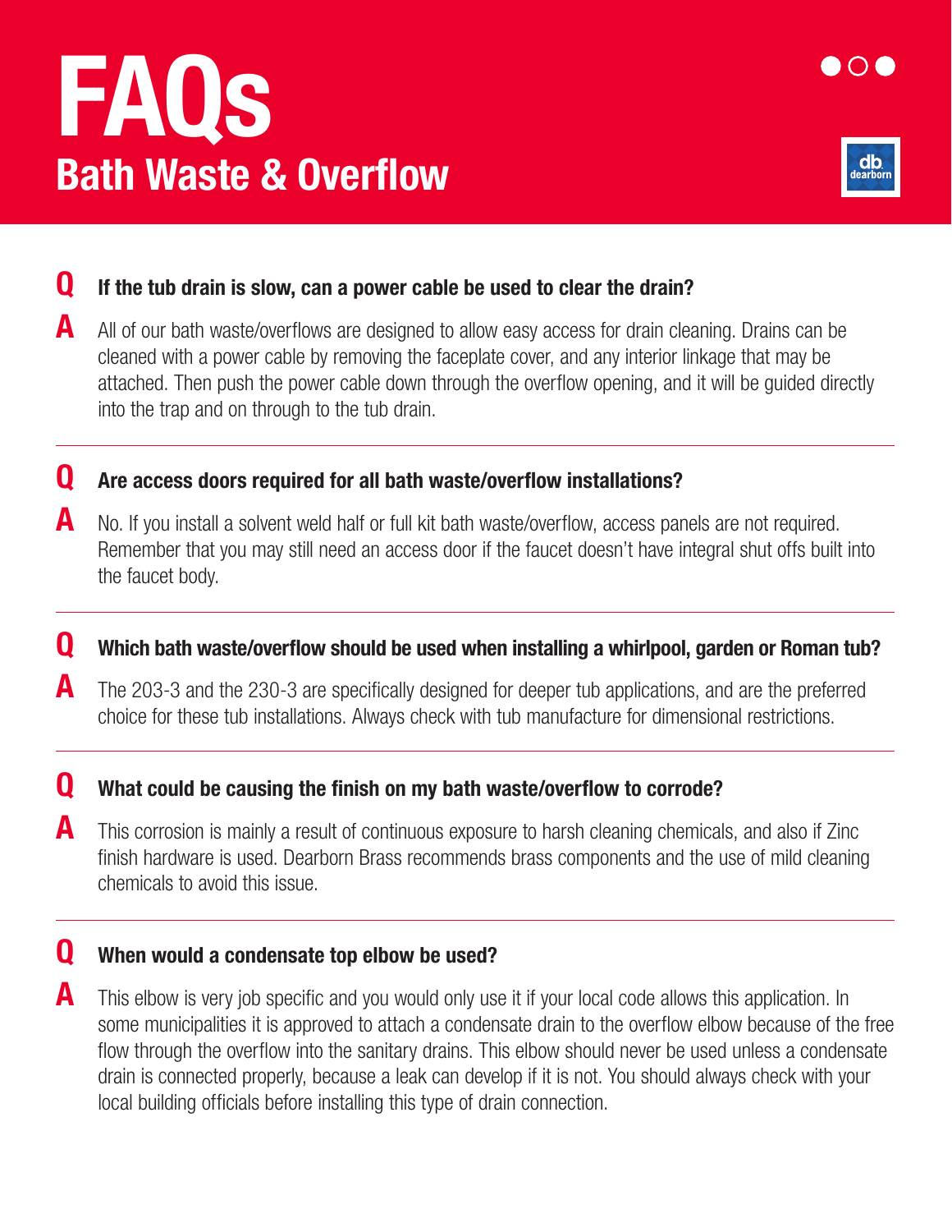# FAQs

## Bath Waste & Overflow

**Q** **If the tub drain is slow, can a power cable be used to clear the drain?**

**A** All of our bath waste/overflows are designed to allow easy access for drain cleaning. Drains can be cleaned with a power cable by removing the faceplate cover, and any interior linkage that may be attached. Then push the power cable down through the overflow opening, and it will be guided directly into the trap and on through to the tub drain.

---

**Q** **Are access doors required for all bath waste/overflow installations?**

**A** No. If you install a solvent weld half or full kit bath waste/overflow, access panels are not required. Remember that you may still need an access door if the faucet doesn't have integral shut offs built into the faucet body.

---

**Q** **Which bath waste/overflow should be used when installing a whirlpool, garden or Roman tub?**

**A** The 203-3 and the 230-3 are specifically designed for deeper tub applications, and are the preferred choice for these tub installations. Always check with tub manufacture for dimensional restrictions.

---

**Q** **What could be causing the finish on my bath waste/overflow to corrode?**

**A** This corrosion is mainly a result of continuous exposure to harsh cleaning chemicals, and also if Zinc finish hardware is used. Dearborn Brass recommends brass components and the use of mild cleaning chemicals to avoid this issue.

---

**Q** **When would a condensate top elbow be used?**

**A** This elbow is very job specific and you would only use it if your local code allows this application. In some municipalities it is approved to attach a condensate drain to the overflow elbow because of the free flow through the overflow into the sanitary drains. This elbow should never be used unless a condensate drain is connected properly, because a leak can develop if it is not. You should always check with your local building officials before installing this type of drain connection.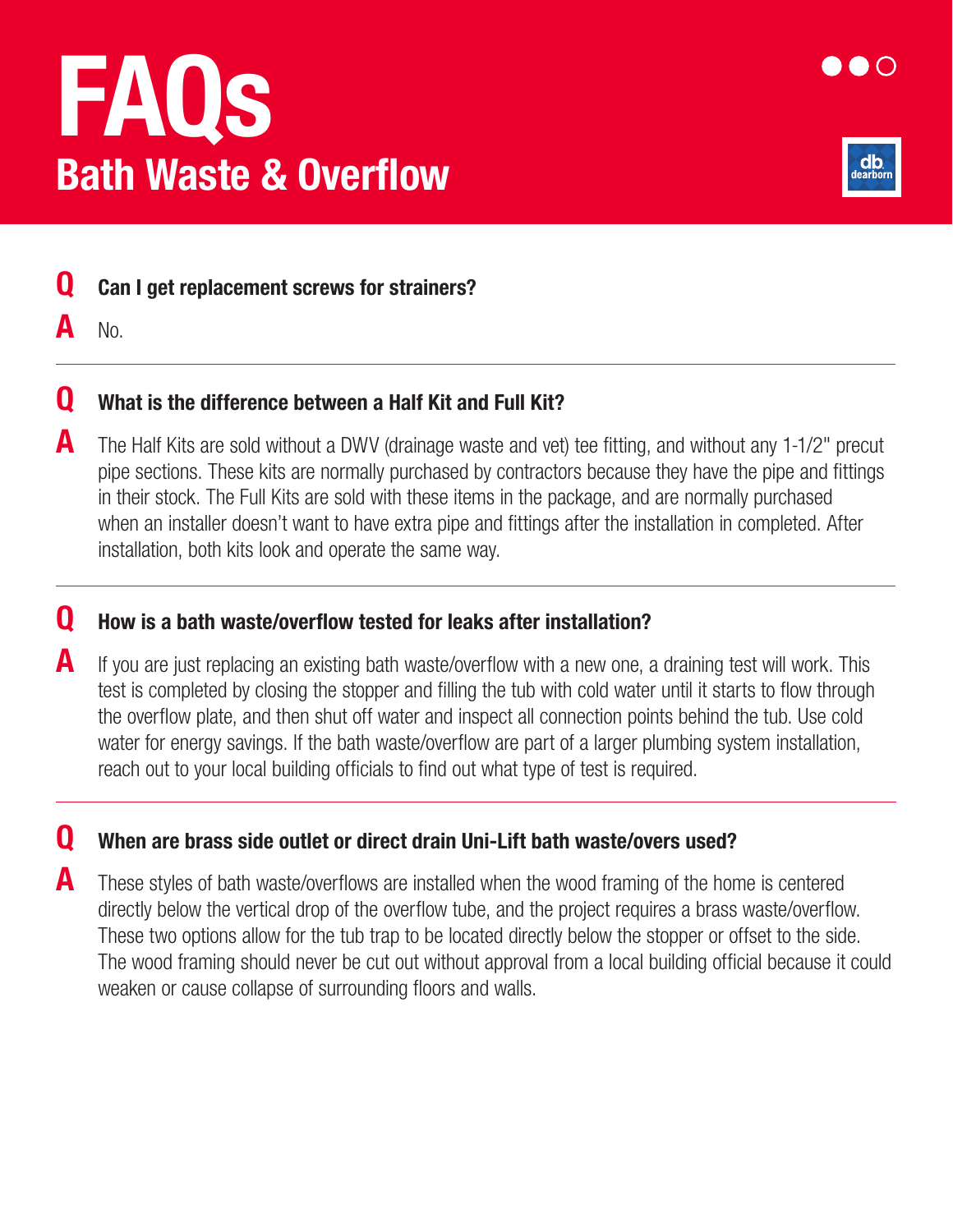# FAQs
## Bath Waste & Overflow

**Q** **Can I get replacement screws for strainers?**

**A** No.

---

**Q** **What is the difference between a Half Kit and Full Kit?**

**A** The Half Kits are sold without a DWV (drainage waste and vet) tee fitting, and without any 1-1/2" precut pipe sections. These kits are normally purchased by contractors because they have the pipe and fittings in their stock. The Full Kits are sold with these items in the package, and are normally purchased when an installer doesn't want to have extra pipe and fittings after the installation in completed. After installation, both kits look and operate the same way.

---

**Q** **How is a bath waste/overflow tested for leaks after installation?**

**A** If you are just replacing an existing bath waste/overflow with a new one, a draining test will work. This test is completed by closing the stopper and filling the tub with cold water until it starts to flow through the overflow plate, and then shut off water and inspect all connection points behind the tub. Use cold water for energy savings. If the bath waste/overflow are part of a larger plumbing system installation, reach out to your local building officials to find out what type of test is required.

---

**Q** **When are brass side outlet or direct drain Uni-Lift bath waste/overs used?**

**A** These styles of bath waste/overflows are installed when the wood framing of the home is centered directly below the vertical drop of the overflow tube, and the project requires a brass waste/overflow. These two options allow for the tub trap to be located directly below the stopper or offset to the side. The wood framing should never be cut out without approval from a local building official because it could weaken or cause collapse of surrounding floors and walls.